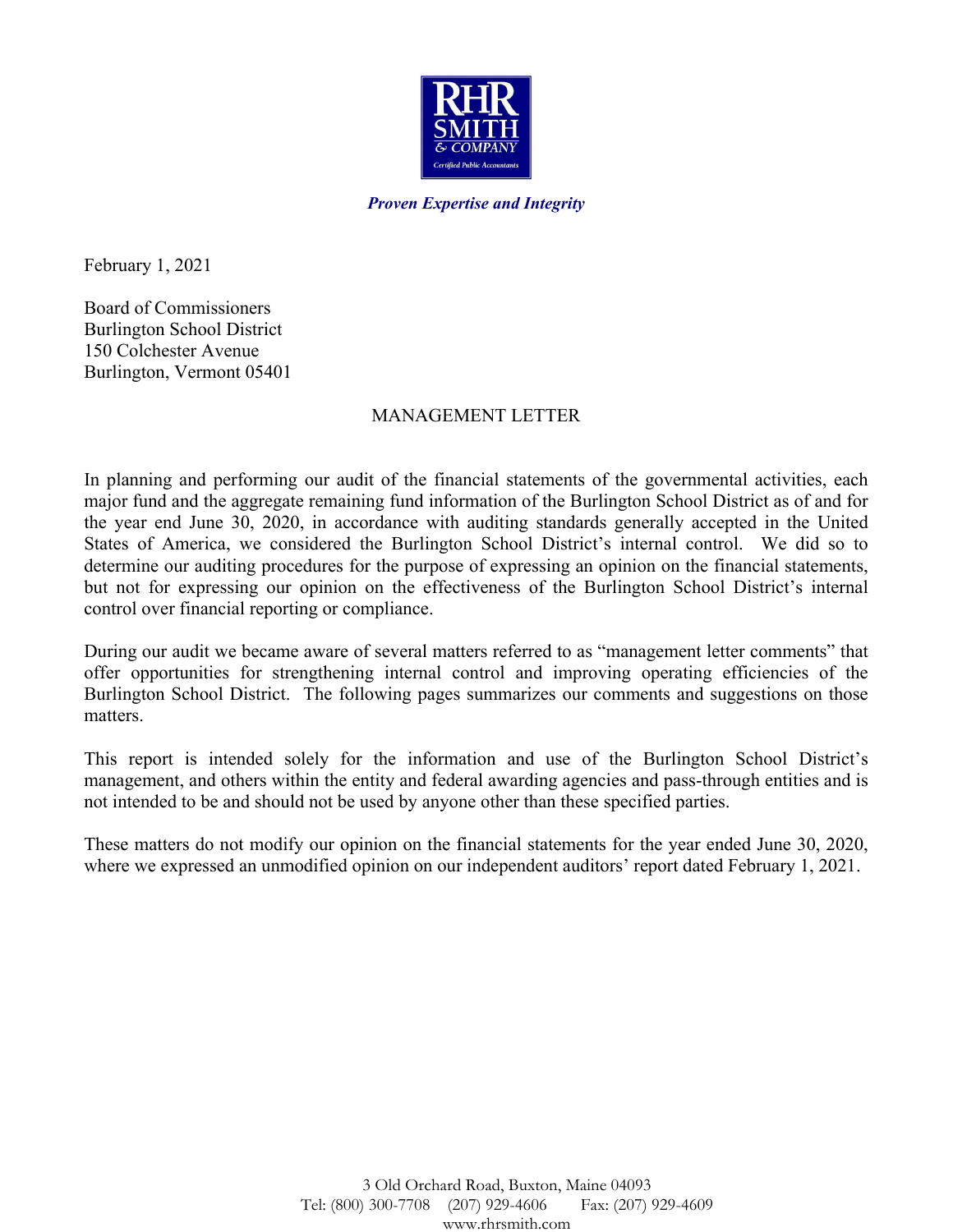RHR SMITH & COMPANY
Certified Public Accountants

***Proven Expertise and Integrity***

February 1, 2021

Board of Commissioners
Burlington School District
150 Colchester Avenue
Burlington, Vermont 05401

## MANAGEMENT LETTER

In planning and performing our audit of the financial statements of the governmental activities, each major fund and the aggregate remaining fund information of the Burlington School District as of and for the year end June 30, 2020, in accordance with auditing standards generally accepted in the United States of America, we considered the Burlington School District's internal control. We did so to determine our auditing procedures for the purpose of expressing an opinion on the financial statements, but not for expressing our opinion on the effectiveness of the Burlington School District's internal control over financial reporting or compliance.

During our audit we became aware of several matters referred to as "management letter comments" that offer opportunities for strengthening internal control and improving operating efficiencies of the Burlington School District. The following pages summarizes our comments and suggestions on those matters.

This report is intended solely for the information and use of the Burlington School District's management, and others within the entity and federal awarding agencies and pass-through entities and is not intended to be and should not be used by anyone other than these specified parties.

These matters do not modify our opinion on the financial statements for the year ended June 30, 2020, where we expressed an unmodified opinion on our independent auditors' report dated February 1, 2021.

3 Old Orchard Road, Buxton, Maine 04093
Tel: (800) 300-7708 (207) 929-4606 Fax: (207) 929-4609
www.rhrsmith.com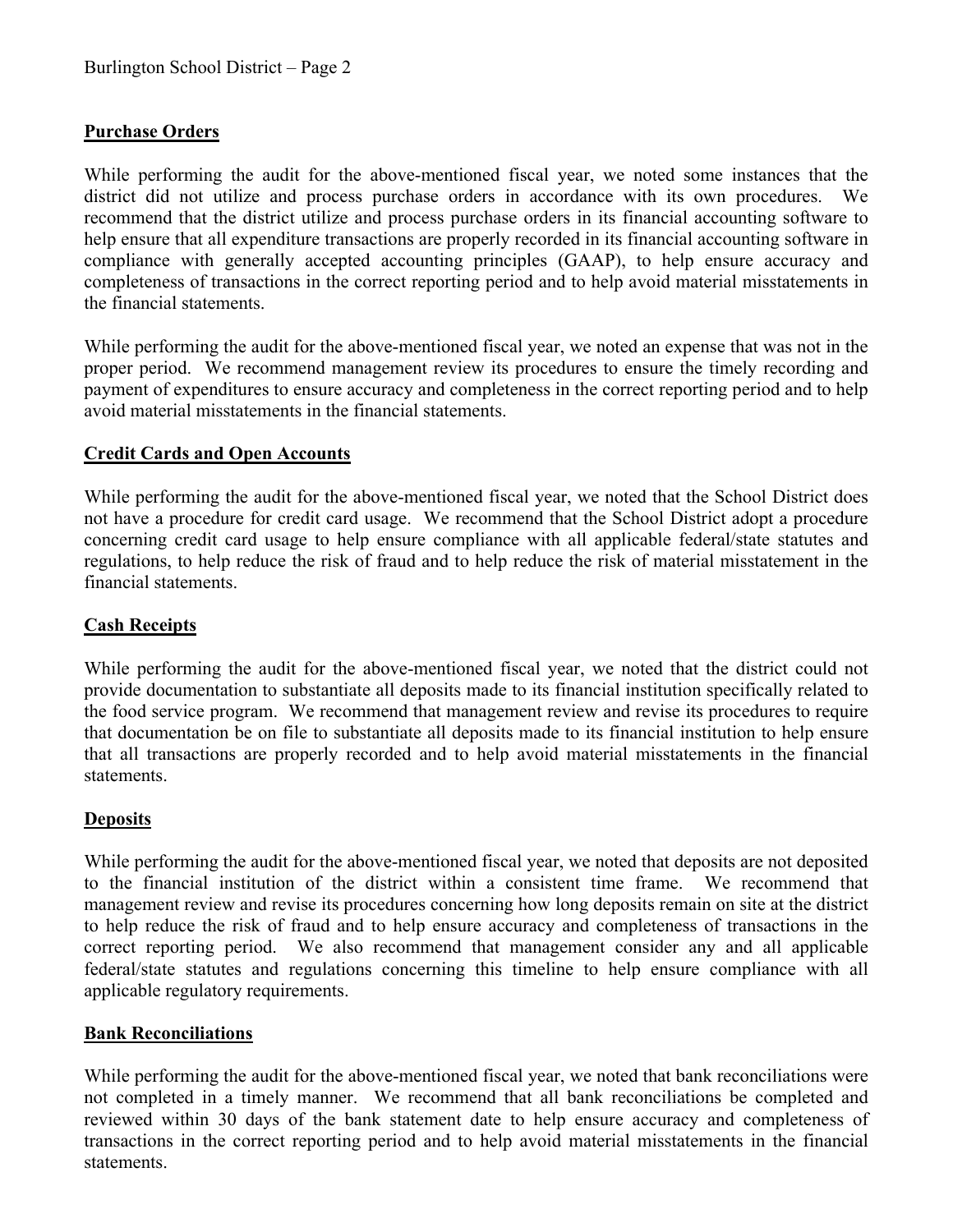**Purchase Orders**

While performing the audit for the above-mentioned fiscal year, we noted some instances that the district did not utilize and process purchase orders in accordance with its own procedures. We recommend that the district utilize and process purchase orders in its financial accounting software to help ensure that all expenditure transactions are properly recorded in its financial accounting software in compliance with generally accepted accounting principles (GAAP), to help ensure accuracy and completeness of transactions in the correct reporting period and to help avoid material misstatements in the financial statements.

While performing the audit for the above-mentioned fiscal year, we noted an expense that was not in the proper period. We recommend management review its procedures to ensure the timely recording and payment of expenditures to ensure accuracy and completeness in the correct reporting period and to help avoid material misstatements in the financial statements.

**Credit Cards and Open Accounts**

While performing the audit for the above-mentioned fiscal year, we noted that the School District does not have a procedure for credit card usage. We recommend that the School District adopt a procedure concerning credit card usage to help ensure compliance with all applicable federal/state statutes and regulations, to help reduce the risk of fraud and to help reduce the risk of material misstatement in the financial statements.

**Cash Receipts**

While performing the audit for the above-mentioned fiscal year, we noted that the district could not provide documentation to substantiate all deposits made to its financial institution specifically related to the food service program. We recommend that management review and revise its procedures to require that documentation be on file to substantiate all deposits made to its financial institution to help ensure that all transactions are properly recorded and to help avoid material misstatements in the financial statements.

**Deposits**

While performing the audit for the above-mentioned fiscal year, we noted that deposits are not deposited to the financial institution of the district within a consistent time frame. We recommend that management review and revise its procedures concerning how long deposits remain on site at the district to help reduce the risk of fraud and to help ensure accuracy and completeness of transactions in the correct reporting period. We also recommend that management consider any and all applicable federal/state statutes and regulations concerning this timeline to help ensure compliance with all applicable regulatory requirements.

**Bank Reconciliations**

While performing the audit for the above-mentioned fiscal year, we noted that bank reconciliations were not completed in a timely manner. We recommend that all bank reconciliations be completed and reviewed within 30 days of the bank statement date to help ensure accuracy and completeness of transactions in the correct reporting period and to help avoid material misstatements in the financial statements.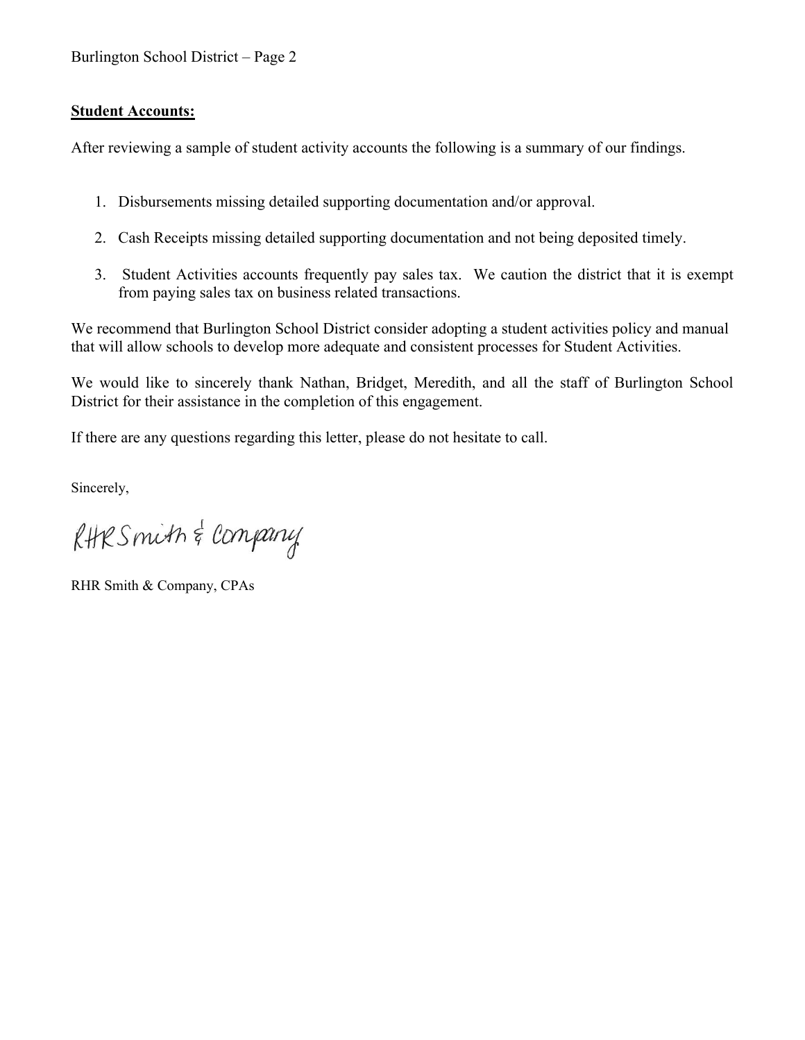**Student Accounts:**

After reviewing a sample of student activity accounts the following is a summary of our findings.

1. Disbursements missing detailed supporting documentation and/or approval.
2. Cash Receipts missing detailed supporting documentation and not being deposited timely.
3. Student Activities accounts frequently pay sales tax. We caution the district that it is exempt from paying sales tax on business related transactions.

We recommend that Burlington School District consider adopting a student activities policy and manual that will allow schools to develop more adequate and consistent processes for Student Activities.

We would like to sincerely thank Nathan, Bridget, Meredith, and all the staff of Burlington School District for their assistance in the completion of this engagement.

If there are any questions regarding this letter, please do not hesitate to call.

Sincerely,

RHR Smith & Company

RHR Smith & Company, CPAs